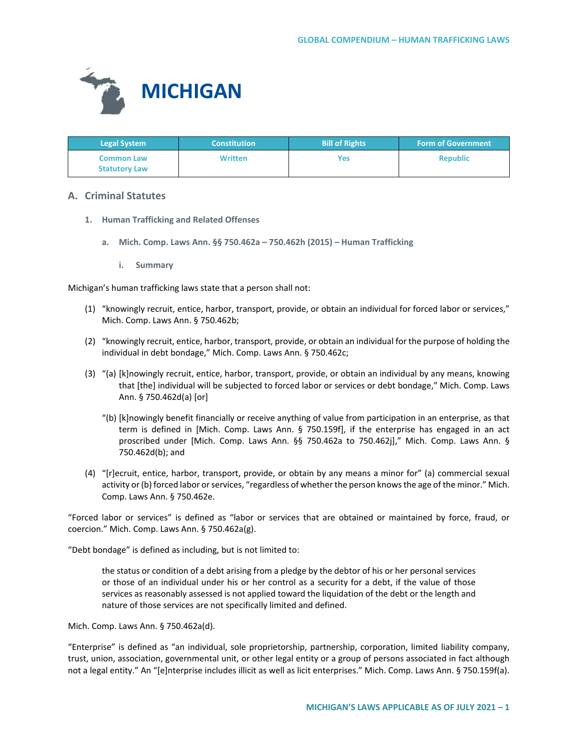# MICHIGAN

| Legal System | Constitution | Bill of Rights | Form of Government |
|---|---|---|---|
| Common Law<br>Statutory Law | Written | Yes | Republic |

## A. Criminal Statutes

### 1. Human Trafficking and Related Offenses

#### a. Mich. Comp. Laws Ann. §§ 750.462a – 750.462h (2015) – Human Trafficking

##### i. Summary

Michigan's human trafficking laws state that a person shall not:

(1) "knowingly recruit, entice, harbor, transport, provide, or obtain an individual for forced labor or services," Mich. Comp. Laws Ann. § 750.462b;

(2) "knowingly recruit, entice, harbor, transport, provide, or obtain an individual for the purpose of holding the individual in debt bondage," Mich. Comp. Laws Ann. § 750.462c;

(3) "(a) [k]nowingly recruit, entice, harbor, transport, provide, or obtain an individual by any means, knowing that [the] individual will be subjected to forced labor or services or debt bondage," Mich. Comp. Laws Ann. § 750.462d(a) [or]

"(b) [k]nowingly benefit financially or receive anything of value from participation in an enterprise, as that term is defined in [Mich. Comp. Laws Ann. § 750.159f], if the enterprise has engaged in an act proscribed under [Mich. Comp. Laws Ann. §§ 750.462a to 750.462j]," Mich. Comp. Laws Ann. § 750.462d(b); and

(4) "[r]ecruit, entice, harbor, transport, provide, or obtain by any means a minor for" (a) commercial sexual activity or (b) forced labor or services, "regardless of whether the person knows the age of the minor." Mich. Comp. Laws Ann. § 750.462e.

"Forced labor or services" is defined as "labor or services that are obtained or maintained by force, fraud, or coercion." Mich. Comp. Laws Ann. § 750.462a(g).

"Debt bondage" is defined as including, but is not limited to:

> the status or condition of a debt arising from a pledge by the debtor of his or her personal services or those of an individual under his or her control as a security for a debt, if the value of those services as reasonably assessed is not applied toward the liquidation of the debt or the length and nature of those services are not specifically limited and defined.

Mich. Comp. Laws Ann. § 750.462a(d).

"Enterprise" is defined as "an individual, sole proprietorship, partnership, corporation, limited liability company, trust, union, association, governmental unit, or other legal entity or a group of persons associated in fact although not a legal entity." An "[e]nterprise includes illicit as well as licit enterprises." Mich. Comp. Laws Ann. § 750.159f(a).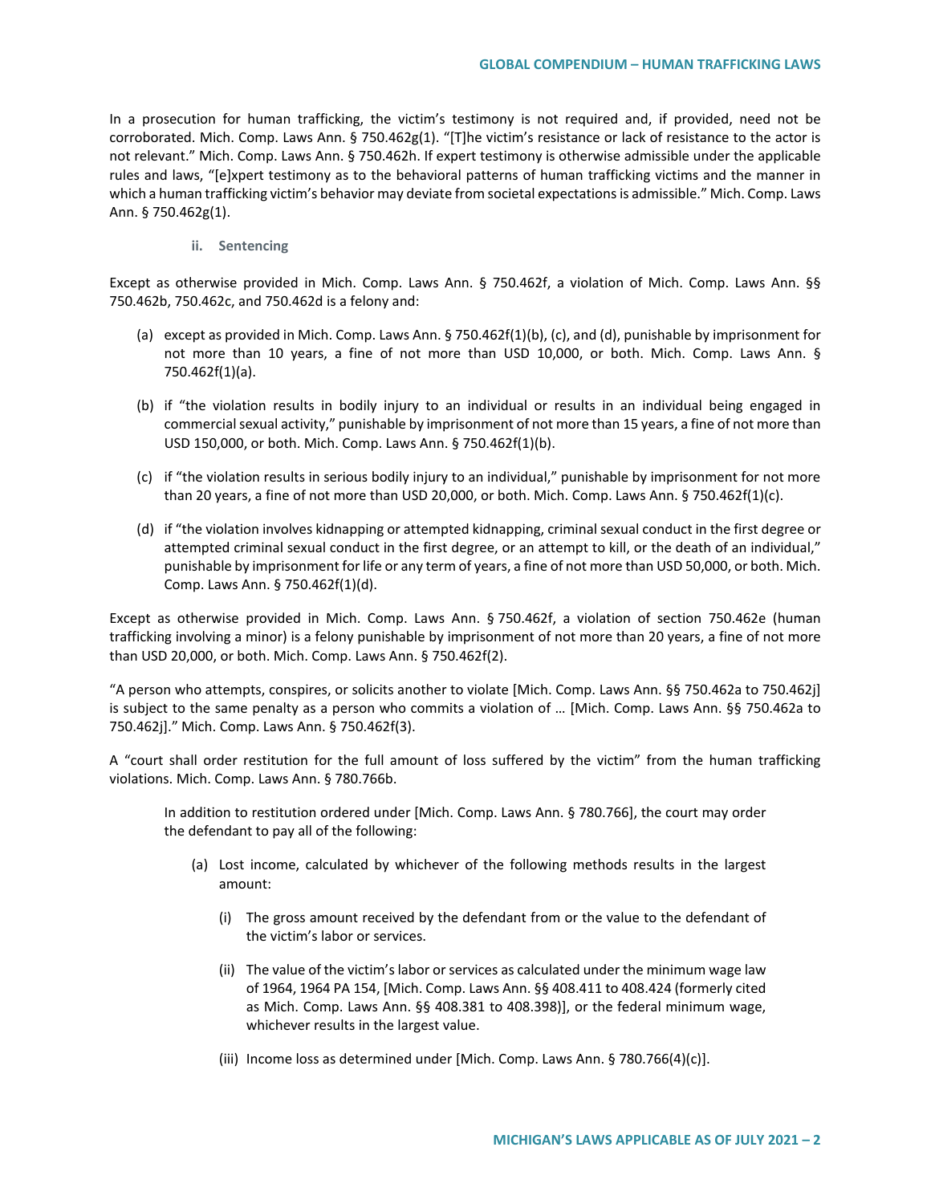In a prosecution for human trafficking, the victim's testimony is not required and, if provided, need not be corroborated. Mich. Comp. Laws Ann. § 750.462g(1). "[T]he victim's resistance or lack of resistance to the actor is not relevant." Mich. Comp. Laws Ann. § 750.462h. If expert testimony is otherwise admissible under the applicable rules and laws, "[e]xpert testimony as to the behavioral patterns of human trafficking victims and the manner in which a human trafficking victim's behavior may deviate from societal expectations is admissible." Mich. Comp. Laws Ann. § 750.462g(1).

### ii. Sentencing

Except as otherwise provided in Mich. Comp. Laws Ann. § 750.462f, a violation of Mich. Comp. Laws Ann. §§ 750.462b, 750.462c, and 750.462d is a felony and:

(a) except as provided in Mich. Comp. Laws Ann. § 750.462f(1)(b), (c), and (d), punishable by imprisonment for not more than 10 years, a fine of not more than USD 10,000, or both. Mich. Comp. Laws Ann. § 750.462f(1)(a).

(b) if "the violation results in bodily injury to an individual or results in an individual being engaged in commercial sexual activity," punishable by imprisonment of not more than 15 years, a fine of not more than USD 150,000, or both. Mich. Comp. Laws Ann. § 750.462f(1)(b).

(c) if "the violation results in serious bodily injury to an individual," punishable by imprisonment for not more than 20 years, a fine of not more than USD 20,000, or both. Mich. Comp. Laws Ann. § 750.462f(1)(c).

(d) if "the violation involves kidnapping or attempted kidnapping, criminal sexual conduct in the first degree or attempted criminal sexual conduct in the first degree, or an attempt to kill, or the death of an individual," punishable by imprisonment for life or any term of years, a fine of not more than USD 50,000, or both. Mich. Comp. Laws Ann. § 750.462f(1)(d).

Except as otherwise provided in Mich. Comp. Laws Ann. § 750.462f, a violation of section 750.462e (human trafficking involving a minor) is a felony punishable by imprisonment of not more than 20 years, a fine of not more than USD 20,000, or both. Mich. Comp. Laws Ann. § 750.462f(2).

"A person who attempts, conspires, or solicits another to violate [Mich. Comp. Laws Ann. §§ 750.462a to 750.462j] is subject to the same penalty as a person who commits a violation of … [Mich. Comp. Laws Ann. §§ 750.462a to 750.462j]." Mich. Comp. Laws Ann. § 750.462f(3).

A "court shall order restitution for the full amount of loss suffered by the victim" from the human trafficking violations. Mich. Comp. Laws Ann. § 780.766b.

> In addition to restitution ordered under [Mich. Comp. Laws Ann. § 780.766], the court may order the defendant to pay all of the following:
>
> (a) Lost income, calculated by whichever of the following methods results in the largest amount:
>
> (i) The gross amount received by the defendant from or the value to the defendant of the victim's labor or services.
>
> (ii) The value of the victim's labor or services as calculated under the minimum wage law of 1964, 1964 PA 154, [Mich. Comp. Laws Ann. §§ 408.411 to 408.424 (formerly cited as Mich. Comp. Laws Ann. §§ 408.381 to 408.398)], or the federal minimum wage, whichever results in the largest value.
>
> (iii) Income loss as determined under [Mich. Comp. Laws Ann. § 780.766(4)(c)].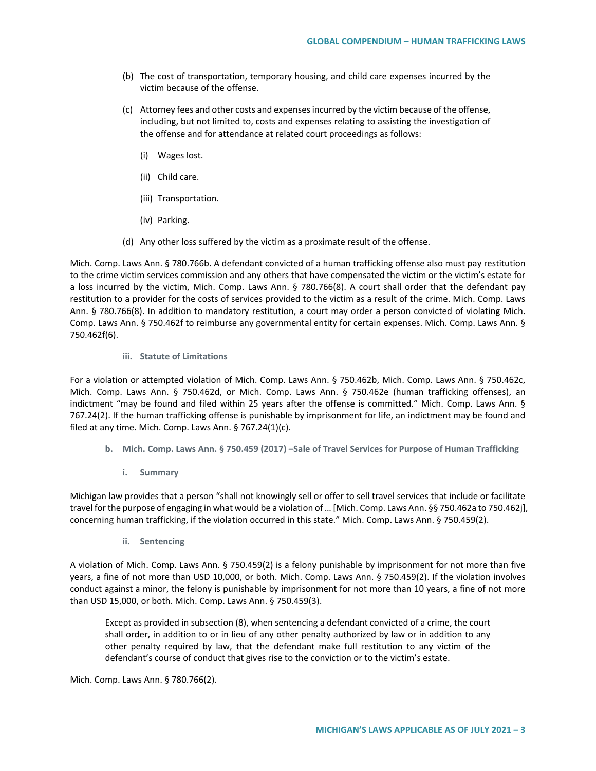(b) The cost of transportation, temporary housing, and child care expenses incurred by the victim because of the offense.

(c) Attorney fees and other costs and expenses incurred by the victim because of the offense, including, but not limited to, costs and expenses relating to assisting the investigation of the offense and for attendance at related court proceedings as follows:

  (i) Wages lost.

  (ii) Child care.

  (iii) Transportation.

  (iv) Parking.

(d) Any other loss suffered by the victim as a proximate result of the offense.

Mich. Comp. Laws Ann. § 780.766b. A defendant convicted of a human trafficking offense also must pay restitution to the crime victim services commission and any others that have compensated the victim or the victim's estate for a loss incurred by the victim, Mich. Comp. Laws Ann. § 780.766(8). A court shall order that the defendant pay restitution to a provider for the costs of services provided to the victim as a result of the crime. Mich. Comp. Laws Ann. § 780.766(8). In addition to mandatory restitution, a court may order a person convicted of violating Mich. Comp. Laws Ann. § 750.462f to reimburse any governmental entity for certain expenses. Mich. Comp. Laws Ann. § 750.462f(6).

#### iii. Statute of Limitations

For a violation or attempted violation of Mich. Comp. Laws Ann. § 750.462b, Mich. Comp. Laws Ann. § 750.462c, Mich. Comp. Laws Ann. § 750.462d, or Mich. Comp. Laws Ann. § 750.462e (human trafficking offenses), an indictment "may be found and filed within 25 years after the offense is committed." Mich. Comp. Laws Ann. § 767.24(2). If the human trafficking offense is punishable by imprisonment for life, an indictment may be found and filed at any time. Mich. Comp. Laws Ann. § 767.24(1)(c).

### b. Mich. Comp. Laws Ann. § 750.459 (2017) –Sale of Travel Services for Purpose of Human Trafficking

#### i. Summary

Michigan law provides that a person "shall not knowingly sell or offer to sell travel services that include or facilitate travel for the purpose of engaging in what would be a violation of … [Mich. Comp. Laws Ann. §§ 750.462a to 750.462j], concerning human trafficking, if the violation occurred in this state." Mich. Comp. Laws Ann. § 750.459(2).

#### ii. Sentencing

A violation of Mich. Comp. Laws Ann. § 750.459(2) is a felony punishable by imprisonment for not more than five years, a fine of not more than USD 10,000, or both. Mich. Comp. Laws Ann. § 750.459(2). If the violation involves conduct against a minor, the felony is punishable by imprisonment for not more than 10 years, a fine of not more than USD 15,000, or both. Mich. Comp. Laws Ann. § 750.459(3).

> Except as provided in subsection (8), when sentencing a defendant convicted of a crime, the court shall order, in addition to or in lieu of any other penalty authorized by law or in addition to any other penalty required by law, that the defendant make full restitution to any victim of the defendant's course of conduct that gives rise to the conviction or to the victim's estate.

Mich. Comp. Laws Ann. § 780.766(2).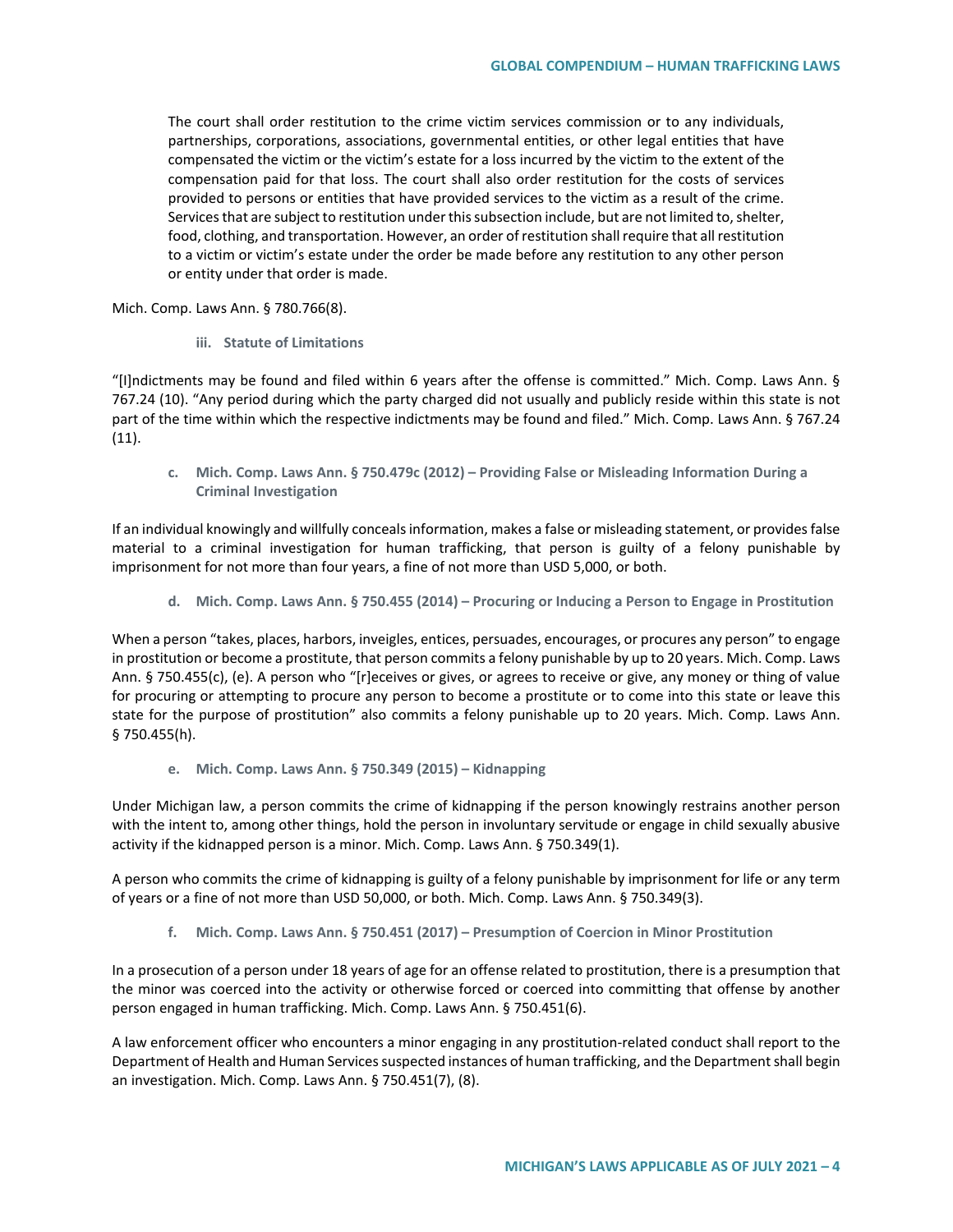> The court shall order restitution to the crime victim services commission or to any individuals, partnerships, corporations, associations, governmental entities, or other legal entities that have compensated the victim or the victim's estate for a loss incurred by the victim to the extent of the compensation paid for that loss. The court shall also order restitution for the costs of services provided to persons or entities that have provided services to the victim as a result of the crime. Services that are subject to restitution under this subsection include, but are not limited to, shelter, food, clothing, and transportation. However, an order of restitution shall require that all restitution to a victim or victim's estate under the order be made before any restitution to any other person or entity under that order is made.

Mich. Comp. Laws Ann. § 780.766(8).

##### iii. Statute of Limitations

"[I]ndictments may be found and filed within 6 years after the offense is committed." Mich. Comp. Laws Ann. § 767.24 (10). "Any period during which the party charged did not usually and publicly reside within this state is not part of the time within which the respective indictments may be found and filed." Mich. Comp. Laws Ann. § 767.24 (11).

#### c. Mich. Comp. Laws Ann. § 750.479c (2012) – Providing False or Misleading Information During a Criminal Investigation

If an individual knowingly and willfully conceals information, makes a false or misleading statement, or provides false material to a criminal investigation for human trafficking, that person is guilty of a felony punishable by imprisonment for not more than four years, a fine of not more than USD 5,000, or both.

#### d. Mich. Comp. Laws Ann. § 750.455 (2014) – Procuring or Inducing a Person to Engage in Prostitution

When a person "takes, places, harbors, inveigles, entices, persuades, encourages, or procures any person" to engage in prostitution or become a prostitute, that person commits a felony punishable by up to 20 years. Mich. Comp. Laws Ann. § 750.455(c), (e). A person who "[r]eceives or gives, or agrees to receive or give, any money or thing of value for procuring or attempting to procure any person to become a prostitute or to come into this state or leave this state for the purpose of prostitution" also commits a felony punishable up to 20 years. Mich. Comp. Laws Ann. § 750.455(h).

#### e. Mich. Comp. Laws Ann. § 750.349 (2015) – Kidnapping

Under Michigan law, a person commits the crime of kidnapping if the person knowingly restrains another person with the intent to, among other things, hold the person in involuntary servitude or engage in child sexually abusive activity if the kidnapped person is a minor. Mich. Comp. Laws Ann. § 750.349(1).

A person who commits the crime of kidnapping is guilty of a felony punishable by imprisonment for life or any term of years or a fine of not more than USD 50,000, or both. Mich. Comp. Laws Ann. § 750.349(3).

#### f. Mich. Comp. Laws Ann. § 750.451 (2017) – Presumption of Coercion in Minor Prostitution

In a prosecution of a person under 18 years of age for an offense related to prostitution, there is a presumption that the minor was coerced into the activity or otherwise forced or coerced into committing that offense by another person engaged in human trafficking. Mich. Comp. Laws Ann. § 750.451(6).

A law enforcement officer who encounters a minor engaging in any prostitution-related conduct shall report to the Department of Health and Human Services suspected instances of human trafficking, and the Department shall begin an investigation. Mich. Comp. Laws Ann. § 750.451(7), (8).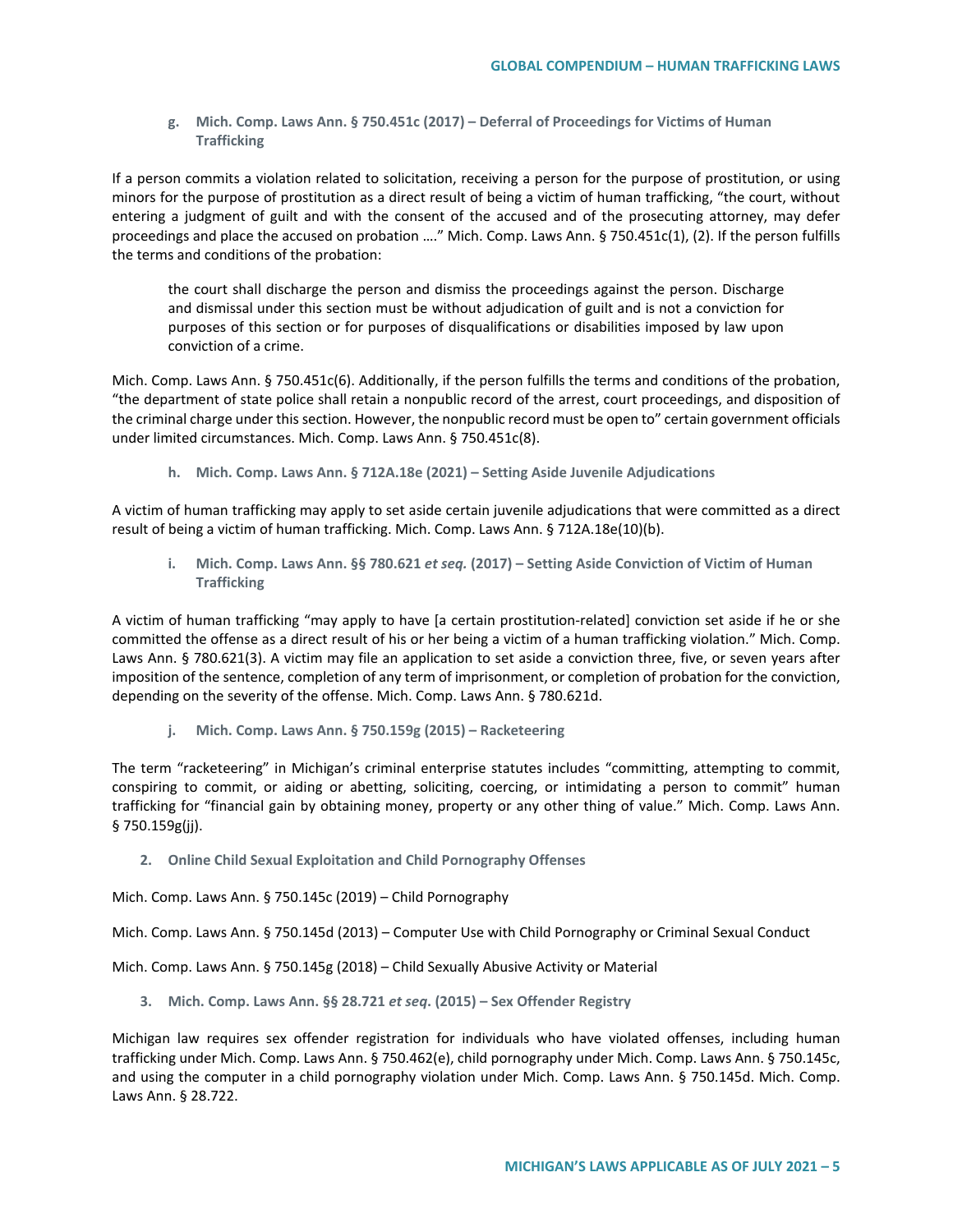#### g. Mich. Comp. Laws Ann. § 750.451c (2017) – Deferral of Proceedings for Victims of Human Trafficking

If a person commits a violation related to solicitation, receiving a person for the purpose of prostitution, or using minors for the purpose of prostitution as a direct result of being a victim of human trafficking, "the court, without entering a judgment of guilt and with the consent of the accused and of the prosecuting attorney, may defer proceedings and place the accused on probation …." Mich. Comp. Laws Ann. § 750.451c(1), (2). If the person fulfills the terms and conditions of the probation:

> the court shall discharge the person and dismiss the proceedings against the person. Discharge and dismissal under this section must be without adjudication of guilt and is not a conviction for purposes of this section or for purposes of disqualifications or disabilities imposed by law upon conviction of a crime.

Mich. Comp. Laws Ann. § 750.451c(6). Additionally, if the person fulfills the terms and conditions of the probation, "the department of state police shall retain a nonpublic record of the arrest, court proceedings, and disposition of the criminal charge under this section. However, the nonpublic record must be open to" certain government officials under limited circumstances. Mich. Comp. Laws Ann. § 750.451c(8).

#### h. Mich. Comp. Laws Ann. § 712A.18e (2021) – Setting Aside Juvenile Adjudications

A victim of human trafficking may apply to set aside certain juvenile adjudications that were committed as a direct result of being a victim of human trafficking. Mich. Comp. Laws Ann. § 712A.18e(10)(b).

#### i. Mich. Comp. Laws Ann. §§ 780.621 *et seq.* (2017) – Setting Aside Conviction of Victim of Human Trafficking

A victim of human trafficking "may apply to have [a certain prostitution-related] conviction set aside if he or she committed the offense as a direct result of his or her being a victim of a human trafficking violation." Mich. Comp. Laws Ann. § 780.621(3). A victim may file an application to set aside a conviction three, five, or seven years after imposition of the sentence, completion of any term of imprisonment, or completion of probation for the conviction, depending on the severity of the offense. Mich. Comp. Laws Ann. § 780.621d.

#### j. Mich. Comp. Laws Ann. § 750.159g (2015) – Racketeering

The term "racketeering" in Michigan's criminal enterprise statutes includes "committing, attempting to commit, conspiring to commit, or aiding or abetting, soliciting, coercing, or intimidating a person to commit" human trafficking for "financial gain by obtaining money, property or any other thing of value." Mich. Comp. Laws Ann. § 750.159g(jj).

### 2. Online Child Sexual Exploitation and Child Pornography Offenses

Mich. Comp. Laws Ann. § 750.145c (2019) – Child Pornography

Mich. Comp. Laws Ann. § 750.145d (2013) – Computer Use with Child Pornography or Criminal Sexual Conduct

Mich. Comp. Laws Ann. § 750.145g (2018) – Child Sexually Abusive Activity or Material

### 3. Mich. Comp. Laws Ann. §§ 28.721 *et seq.* (2015) – Sex Offender Registry

Michigan law requires sex offender registration for individuals who have violated offenses, including human trafficking under Mich. Comp. Laws Ann. § 750.462(e), child pornography under Mich. Comp. Laws Ann. § 750.145c, and using the computer in a child pornography violation under Mich. Comp. Laws Ann. § 750.145d. Mich. Comp. Laws Ann. § 28.722.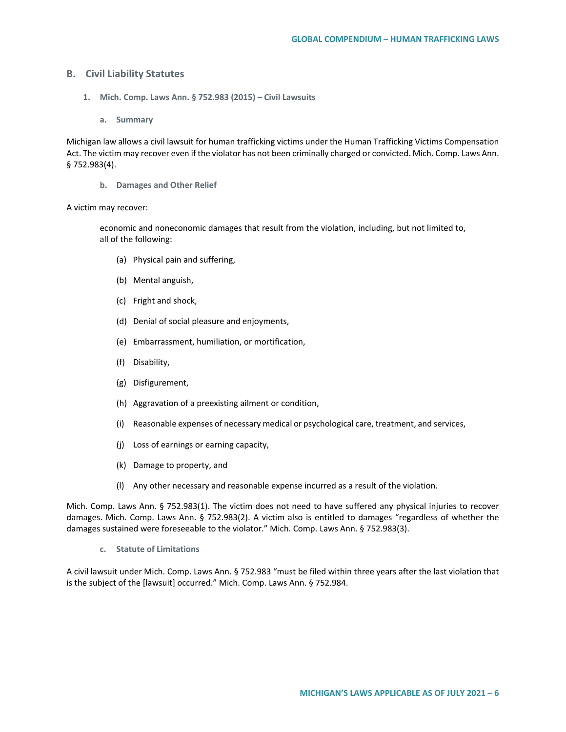## B. Civil Liability Statutes

### 1. Mich. Comp. Laws Ann. § 752.983 (2015) – Civil Lawsuits

#### a. Summary

Michigan law allows a civil lawsuit for human trafficking victims under the Human Trafficking Victims Compensation Act. The victim may recover even if the violator has not been criminally charged or convicted. Mich. Comp. Laws Ann. § 752.983(4).

#### b. Damages and Other Relief

A victim may recover:

> economic and noneconomic damages that result from the violation, including, but not limited to, all of the following:
>
> (a) Physical pain and suffering,
>
> (b) Mental anguish,
>
> (c) Fright and shock,
>
> (d) Denial of social pleasure and enjoyments,
>
> (e) Embarrassment, humiliation, or mortification,
>
> (f) Disability,
>
> (g) Disfigurement,
>
> (h) Aggravation of a preexisting ailment or condition,
>
> (i) Reasonable expenses of necessary medical or psychological care, treatment, and services,
>
> (j) Loss of earnings or earning capacity,
>
> (k) Damage to property, and
>
> (l) Any other necessary and reasonable expense incurred as a result of the violation.

Mich. Comp. Laws Ann. § 752.983(1). The victim does not need to have suffered any physical injuries to recover damages. Mich. Comp. Laws Ann. § 752.983(2). A victim also is entitled to damages "regardless of whether the damages sustained were foreseeable to the violator." Mich. Comp. Laws Ann. § 752.983(3).

#### c. Statute of Limitations

A civil lawsuit under Mich. Comp. Laws Ann. § 752.983 "must be filed within three years after the last violation that is the subject of the [lawsuit] occurred." Mich. Comp. Laws Ann. § 752.984.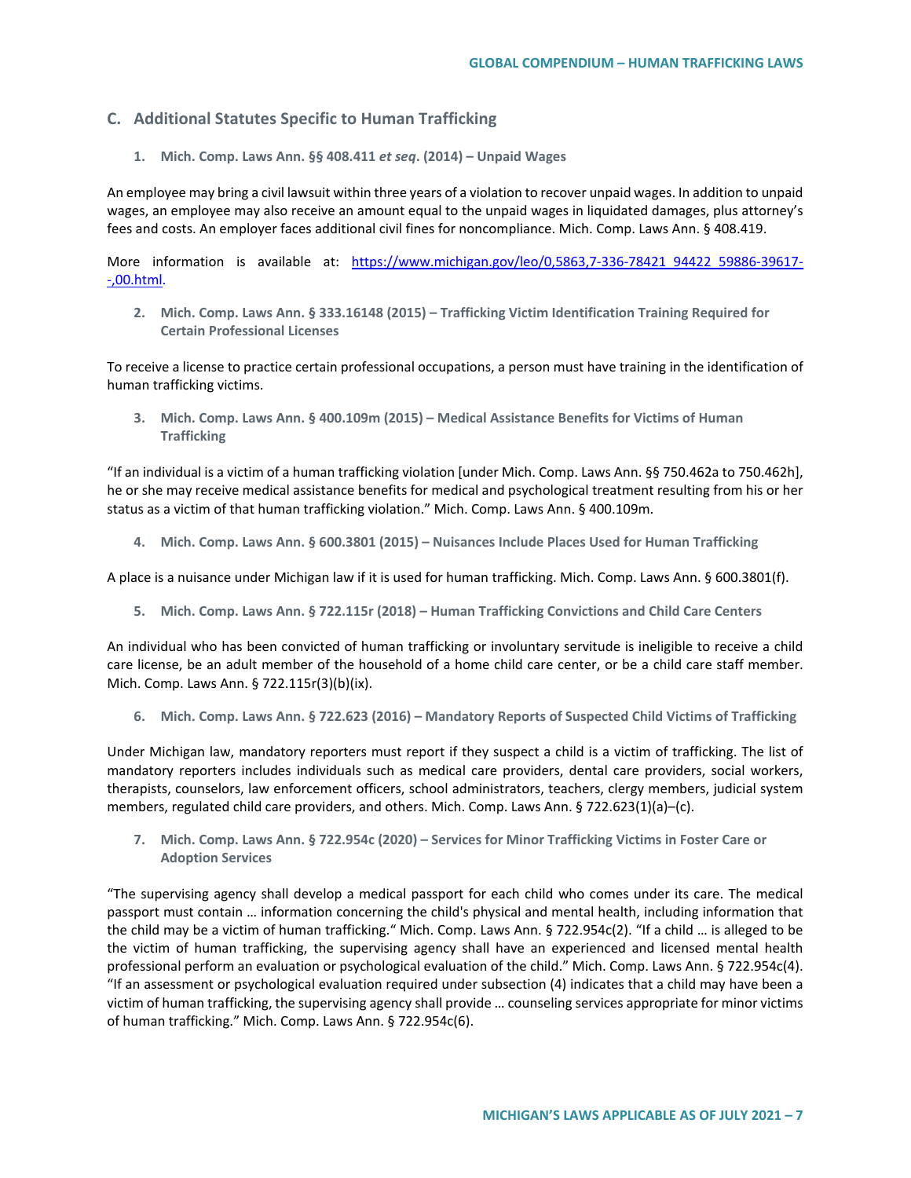## C. Additional Statutes Specific to Human Trafficking

### 1. Mich. Comp. Laws Ann. §§ 408.411 *et seq*. (2014) – Unpaid Wages

An employee may bring a civil lawsuit within three years of a violation to recover unpaid wages. In addition to unpaid wages, an employee may also receive an amount equal to the unpaid wages in liquidated damages, plus attorney's fees and costs. An employer faces additional civil fines for noncompliance. Mich. Comp. Laws Ann. § 408.419.

More information is available at: [https://www.michigan.gov/leo/0,5863,7-336-78421_94422_59886-39617--,00.html](https://www.michigan.gov/leo/0,5863,7-336-78421_94422_59886-39617--,00.html).

### 2. Mich. Comp. Laws Ann. § 333.16148 (2015) – Trafficking Victim Identification Training Required for Certain Professional Licenses

To receive a license to practice certain professional occupations, a person must have training in the identification of human trafficking victims.

### 3. Mich. Comp. Laws Ann. § 400.109m (2015) – Medical Assistance Benefits for Victims of Human Trafficking

"If an individual is a victim of a human trafficking violation [under Mich. Comp. Laws Ann. §§ 750.462a to 750.462h], he or she may receive medical assistance benefits for medical and psychological treatment resulting from his or her status as a victim of that human trafficking violation." Mich. Comp. Laws Ann. § 400.109m.

### 4. Mich. Comp. Laws Ann. § 600.3801 (2015) – Nuisances Include Places Used for Human Trafficking

A place is a nuisance under Michigan law if it is used for human trafficking. Mich. Comp. Laws Ann. § 600.3801(f).

### 5. Mich. Comp. Laws Ann. § 722.115r (2018) – Human Trafficking Convictions and Child Care Centers

An individual who has been convicted of human trafficking or involuntary servitude is ineligible to receive a child care license, be an adult member of the household of a home child care center, or be a child care staff member. Mich. Comp. Laws Ann. § 722.115r(3)(b)(ix).

### 6. Mich. Comp. Laws Ann. § 722.623 (2016) – Mandatory Reports of Suspected Child Victims of Trafficking

Under Michigan law, mandatory reporters must report if they suspect a child is a victim of trafficking. The list of mandatory reporters includes individuals such as medical care providers, dental care providers, social workers, therapists, counselors, law enforcement officers, school administrators, teachers, clergy members, judicial system members, regulated child care providers, and others. Mich. Comp. Laws Ann. § 722.623(1)(a)–(c).

### 7. Mich. Comp. Laws Ann. § 722.954c (2020) – Services for Minor Trafficking Victims in Foster Care or Adoption Services

"The supervising agency shall develop a medical passport for each child who comes under its care. The medical passport must contain … information concerning the child's physical and mental health, including information that the child may be a victim of human trafficking." Mich. Comp. Laws Ann. § 722.954c(2). "If a child … is alleged to be the victim of human trafficking, the supervising agency shall have an experienced and licensed mental health professional perform an evaluation or psychological evaluation of the child." Mich. Comp. Laws Ann. § 722.954c(4). "If an assessment or psychological evaluation required under subsection (4) indicates that a child may have been a victim of human trafficking, the supervising agency shall provide … counseling services appropriate for minor victims of human trafficking." Mich. Comp. Laws Ann. § 722.954c(6).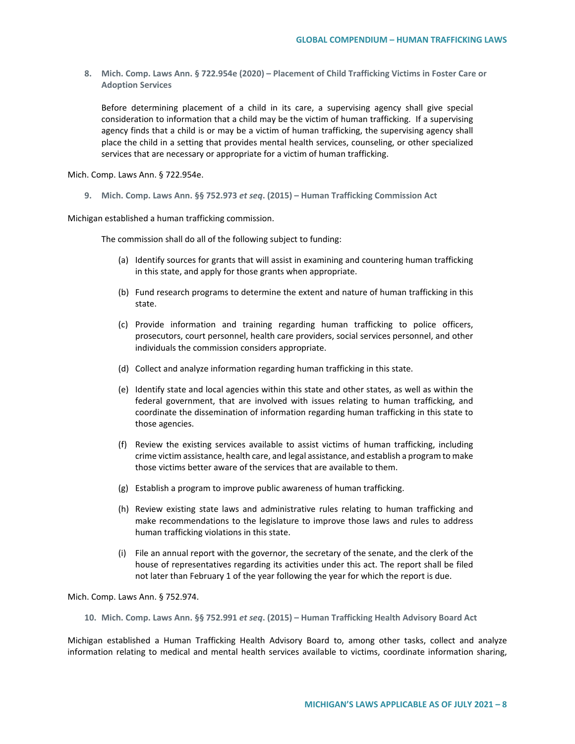**8. Mich. Comp. Laws Ann. § 722.954e (2020) – Placement of Child Trafficking Victims in Foster Care or Adoption Services**

> Before determining placement of a child in its care, a supervising agency shall give special consideration to information that a child may be the victim of human trafficking. If a supervising agency finds that a child is or may be a victim of human trafficking, the supervising agency shall place the child in a setting that provides mental health services, counseling, or other specialized services that are necessary or appropriate for a victim of human trafficking.

Mich. Comp. Laws Ann. § 722.954e.

**9. Mich. Comp. Laws Ann. §§ 752.973 *et seq*. (2015) – Human Trafficking Commission Act**

Michigan established a human trafficking commission.

> The commission shall do all of the following subject to funding:
>
> (a) Identify sources for grants that will assist in examining and countering human trafficking in this state, and apply for those grants when appropriate.
>
> (b) Fund research programs to determine the extent and nature of human trafficking in this state.
>
> (c) Provide information and training regarding human trafficking to police officers, prosecutors, court personnel, health care providers, social services personnel, and other individuals the commission considers appropriate.
>
> (d) Collect and analyze information regarding human trafficking in this state.
>
> (e) Identify state and local agencies within this state and other states, as well as within the federal government, that are involved with issues relating to human trafficking, and coordinate the dissemination of information regarding human trafficking in this state to those agencies.
>
> (f) Review the existing services available to assist victims of human trafficking, including crime victim assistance, health care, and legal assistance, and establish a program to make those victims better aware of the services that are available to them.
>
> (g) Establish a program to improve public awareness of human trafficking.
>
> (h) Review existing state laws and administrative rules relating to human trafficking and make recommendations to the legislature to improve those laws and rules to address human trafficking violations in this state.
>
> (i) File an annual report with the governor, the secretary of the senate, and the clerk of the house of representatives regarding its activities under this act. The report shall be filed not later than February 1 of the year following the year for which the report is due.

Mich. Comp. Laws Ann. § 752.974.

**10. Mich. Comp. Laws Ann. §§ 752.991 *et seq*. (2015) – Human Trafficking Health Advisory Board Act**

Michigan established a Human Trafficking Health Advisory Board to, among other tasks, collect and analyze information relating to medical and mental health services available to victims, coordinate information sharing,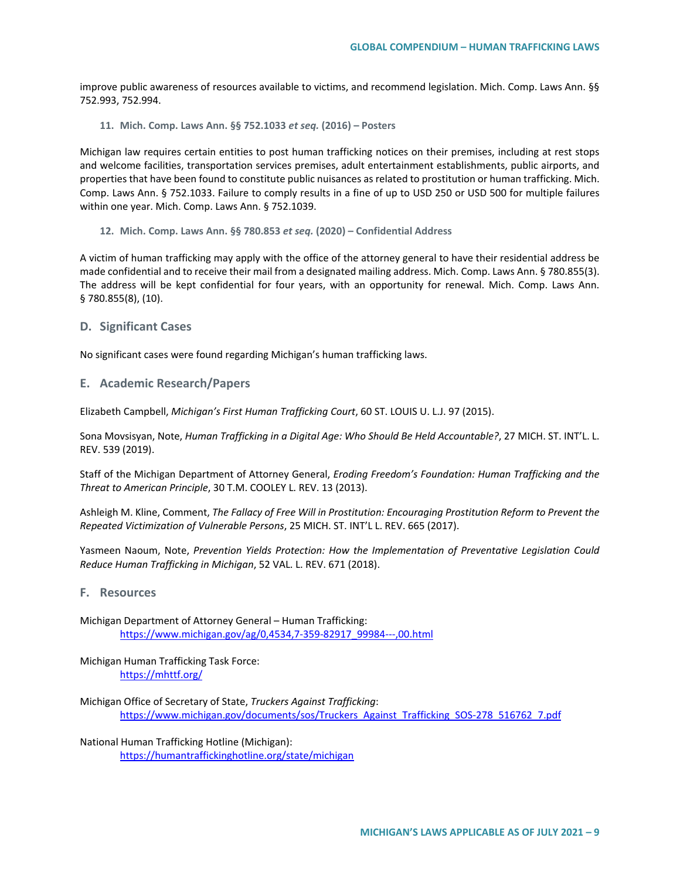improve public awareness of resources available to victims, and recommend legislation. Mich. Comp. Laws Ann. §§ 752.993, 752.994.

#### 11. Mich. Comp. Laws Ann. §§ 752.1033 *et seq.* (2016) – Posters

Michigan law requires certain entities to post human trafficking notices on their premises, including at rest stops and welcome facilities, transportation services premises, adult entertainment establishments, public airports, and properties that have been found to constitute public nuisances as related to prostitution or human trafficking. Mich. Comp. Laws Ann. § 752.1033. Failure to comply results in a fine of up to USD 250 or USD 500 for multiple failures within one year. Mich. Comp. Laws Ann. § 752.1039.

#### 12. Mich. Comp. Laws Ann. §§ 780.853 *et seq.* (2020) – Confidential Address

A victim of human trafficking may apply with the office of the attorney general to have their residential address be made confidential and to receive their mail from a designated mailing address. Mich. Comp. Laws Ann. § 780.855(3). The address will be kept confidential for four years, with an opportunity for renewal. Mich. Comp. Laws Ann. § 780.855(8), (10).

## D. Significant Cases

No significant cases were found regarding Michigan's human trafficking laws.

## E. Academic Research/Papers

Elizabeth Campbell, *Michigan's First Human Trafficking Court*, 60 ST. LOUIS U. L.J. 97 (2015).

Sona Movsisyan, Note, *Human Trafficking in a Digital Age: Who Should Be Held Accountable?*, 27 MICH. ST. INT'L. L. REV. 539 (2019).

Staff of the Michigan Department of Attorney General, *Eroding Freedom's Foundation: Human Trafficking and the Threat to American Principle*, 30 T.M. COOLEY L. REV. 13 (2013).

Ashleigh M. Kline, Comment, *The Fallacy of Free Will in Prostitution: Encouraging Prostitution Reform to Prevent the Repeated Victimization of Vulnerable Persons*, 25 MICH. ST. INT'L L. REV. 665 (2017).

Yasmeen Naoum, Note, *Prevention Yields Protection: How the Implementation of Preventative Legislation Could Reduce Human Trafficking in Michigan*, 52 VAL. L. REV. 671 (2018).

## F. Resources

Michigan Department of Attorney General – Human Trafficking:
https://www.michigan.gov/ag/0,4534,7-359-82917_99984---,00.html

Michigan Human Trafficking Task Force:
https://mhttf.org/

Michigan Office of Secretary of State, *Truckers Against Trafficking*:
https://www.michigan.gov/documents/sos/Truckers_Against_Trafficking_SOS-278_516762_7.pdf

National Human Trafficking Hotline (Michigan):
https://humantraffickinghotline.org/state/michigan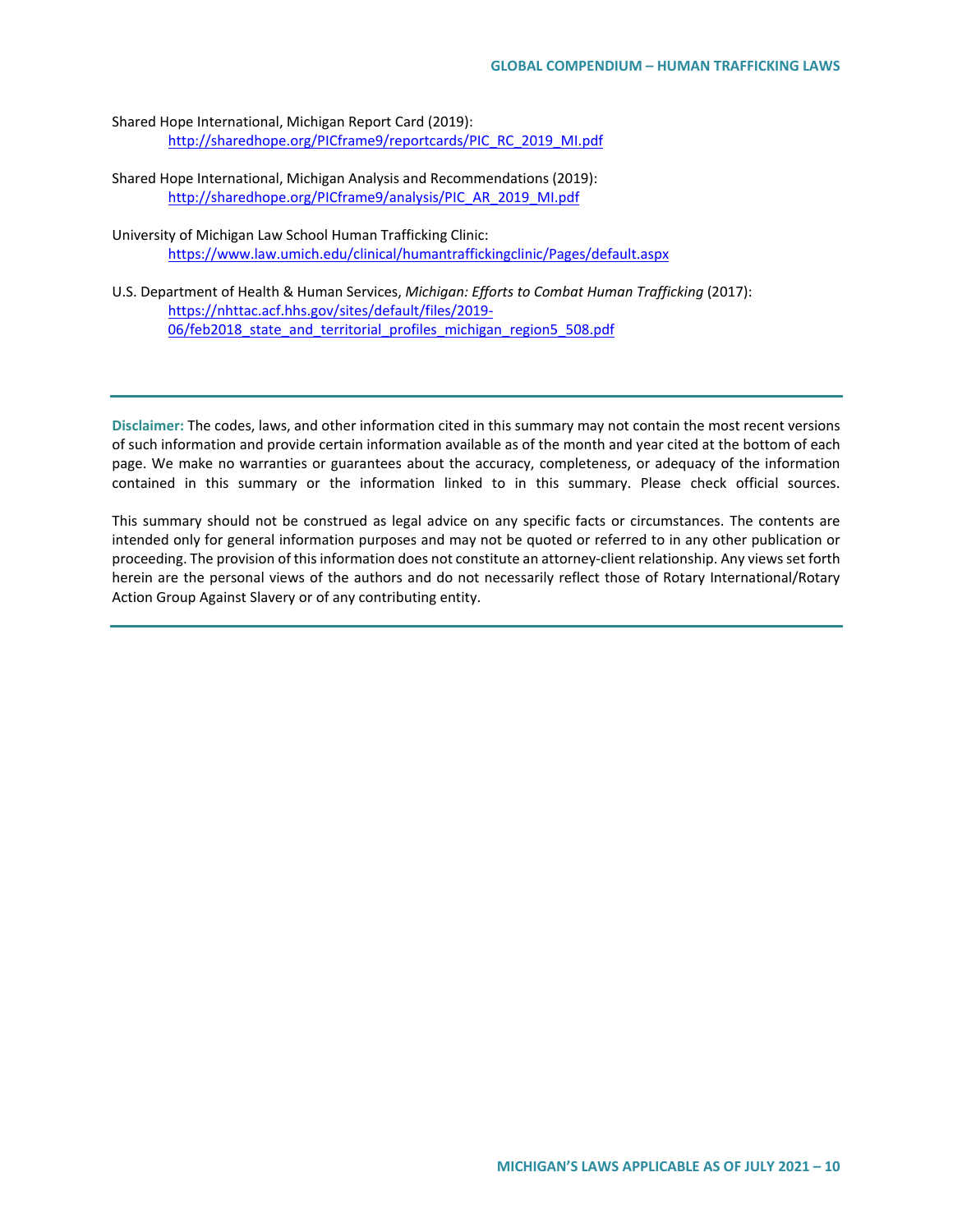Shared Hope International, Michigan Report Card (2019):
http://sharedhope.org/PICframe9/reportcards/PIC_RC_2019_MI.pdf

Shared Hope International, Michigan Analysis and Recommendations (2019):
http://sharedhope.org/PICframe9/analysis/PIC_AR_2019_MI.pdf

University of Michigan Law School Human Trafficking Clinic:
https://www.law.umich.edu/clinical/humantraffickingclinic/Pages/default.aspx

U.S. Department of Health & Human Services, *Michigan: Efforts to Combat Human Trafficking* (2017):
https://nhttac.acf.hhs.gov/sites/default/files/2019-06/feb2018_state_and_territorial_profiles_michigan_region5_508.pdf

---

**Disclaimer:** The codes, laws, and other information cited in this summary may not contain the most recent versions of such information and provide certain information available as of the month and year cited at the bottom of each page. We make no warranties or guarantees about the accuracy, completeness, or adequacy of the information contained in this summary or the information linked to in this summary. Please check official sources.

This summary should not be construed as legal advice on any specific facts or circumstances. The contents are intended only for general information purposes and may not be quoted or referred to in any other publication or proceeding. The provision of this information does not constitute an attorney-client relationship. Any views set forth herein are the personal views of the authors and do not necessarily reflect those of Rotary International/Rotary Action Group Against Slavery or of any contributing entity.

---